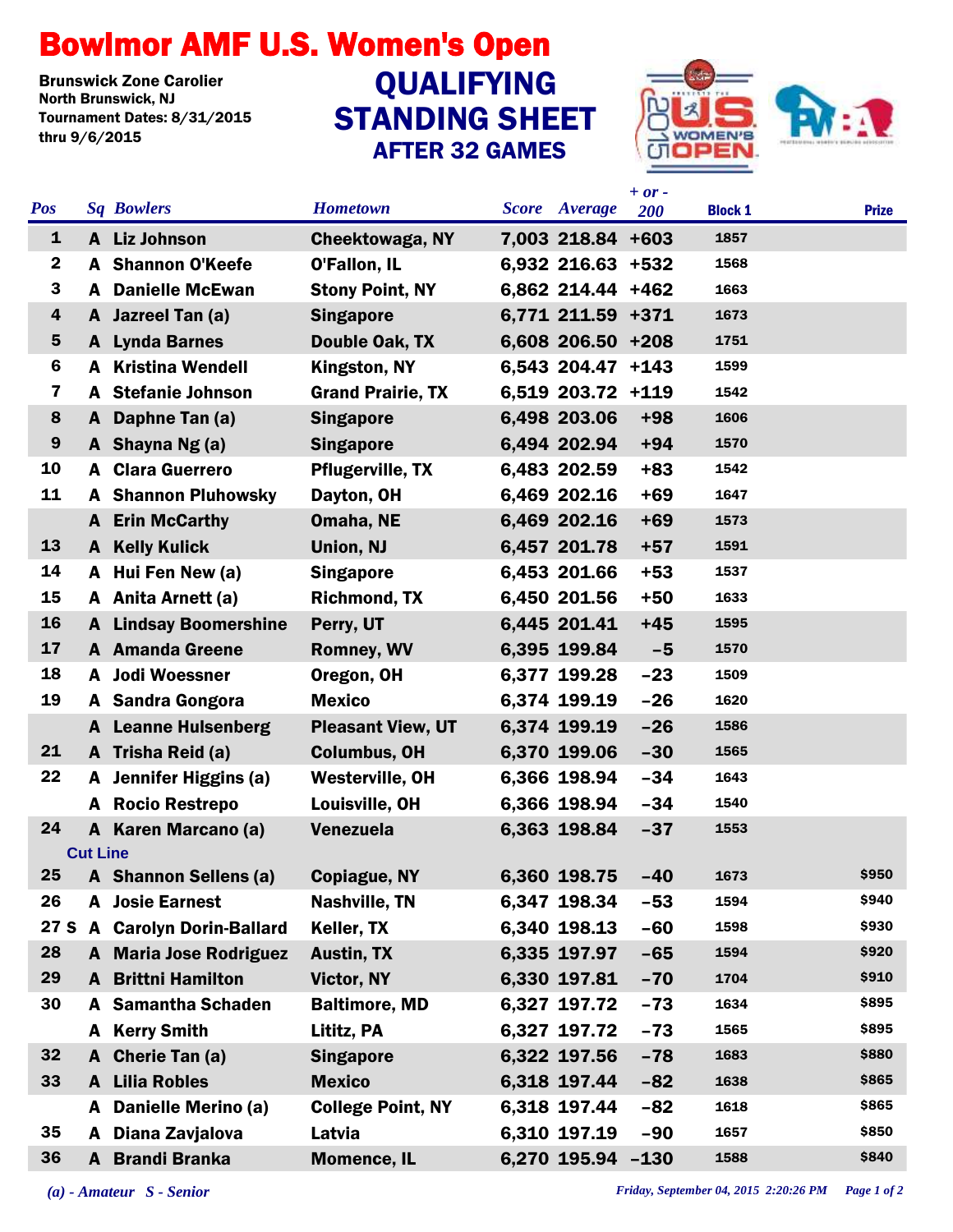# Bowlmor AMF U.S. Women's Open

Brunswick Zone Carolier
North Brunswick, NJ
Tournament Dates: 8/31/2015 thru 9/6/2015

## QUALIFYING STANDING SHEET
### AFTER 32 GAMES

| Pos | Sq | Bowlers | Hometown | Score | Average | + or - 200 | Block 1 | Prize |
|---|---|---|---|---|---|---|---|---|
| 1 | A | Liz Johnson | Cheektowaga, NY | 7,003 | 218.84 | +603 | 1857 | |
| 2 | A | Shannon O'Keefe | O'Fallon, IL | 6,932 | 216.63 | +532 | 1568 | |
| 3 | A | Danielle McEwan | Stony Point, NY | 6,862 | 214.44 | +462 | 1663 | |
| 4 | A | Jazreel Tan (a) | Singapore | 6,771 | 211.59 | +371 | 1673 | |
| 5 | A | Lynda Barnes | Double Oak, TX | 6,608 | 206.50 | +208 | 1751 | |
| 6 | A | Kristina Wendell | Kingston, NY | 6,543 | 204.47 | +143 | 1599 | |
| 7 | A | Stefanie Johnson | Grand Prairie, TX | 6,519 | 203.72 | +119 | 1542 | |
| 8 | A | Daphne Tan (a) | Singapore | 6,498 | 203.06 | +98 | 1606 | |
| 9 | A | Shayna Ng (a) | Singapore | 6,494 | 202.94 | +94 | 1570 | |
| 10 | A | Clara Guerrero | Pflugerville, TX | 6,483 | 202.59 | +83 | 1542 | |
| 11 | A | Shannon Pluhowsky | Dayton, OH | 6,469 | 202.16 | +69 | 1647 | |
| | A | Erin McCarthy | Omaha, NE | 6,469 | 202.16 | +69 | 1573 | |
| 13 | A | Kelly Kulick | Union, NJ | 6,457 | 201.78 | +57 | 1591 | |
| 14 | A | Hui Fen New (a) | Singapore | 6,453 | 201.66 | +53 | 1537 | |
| 15 | A | Anita Arnett (a) | Richmond, TX | 6,450 | 201.56 | +50 | 1633 | |
| 16 | A | Lindsay Boomershine | Perry, UT | 6,445 | 201.41 | +45 | 1595 | |
| 17 | A | Amanda Greene | Romney, WV | 6,395 | 199.84 | -5 | 1570 | |
| 18 | A | Jodi Woessner | Oregon, OH | 6,377 | 199.28 | -23 | 1509 | |
| 19 | A | Sandra Gongora | Mexico | 6,374 | 199.19 | -26 | 1620 | |
| | A | Leanne Hulsenberg | Pleasant View, UT | 6,374 | 199.19 | -26 | 1586 | |
| 21 | A | Trisha Reid (a) | Columbus, OH | 6,370 | 199.06 | -30 | 1565 | |
| 22 | A | Jennifer Higgins (a) | Westerville, OH | 6,366 | 198.94 | -34 | 1643 | |
| | A | Rocio Restrepo | Louisville, OH | 6,366 | 198.94 | -34 | 1540 | |
| 24 | A | Karen Marcano (a) | Venezuela | 6,363 | 198.84 | -37 | 1553 | |
| **Cut Line** | | | | | | | | |
| 25 | A | Shannon Sellens (a) | Copiague, NY | 6,360 | 198.75 | -40 | 1673 | $950 |
| 26 | A | Josie Earnest | Nashville, TN | 6,347 | 198.34 | -53 | 1594 | $940 |
| 27 S | A | Carolyn Dorin-Ballard | Keller, TX | 6,340 | 198.13 | -60 | 1598 | $930 |
| 28 | A | Maria Jose Rodriguez | Austin, TX | 6,335 | 197.97 | -65 | 1594 | $920 |
| 29 | A | Brittni Hamilton | Victor, NY | 6,330 | 197.81 | -70 | 1704 | $910 |
| 30 | A | Samantha Schaden | Baltimore, MD | 6,327 | 197.72 | -73 | 1634 | $895 |
| | A | Kerry Smith | Lititz, PA | 6,327 | 197.72 | -73 | 1565 | $895 |
| 32 | A | Cherie Tan (a) | Singapore | 6,322 | 197.56 | -78 | 1683 | $880 |
| 33 | A | Lilia Robles | Mexico | 6,318 | 197.44 | -82 | 1638 | $865 |
| | A | Danielle Merino (a) | College Point, NY | 6,318 | 197.44 | -82 | 1618 | $865 |
| 35 | A | Diana Zavjalova | Latvia | 6,310 | 197.19 | -90 | 1657 | $850 |
| 36 | A | Brandi Branka | Momence, IL | 6,270 | 195.94 | -130 | 1588 | $840 |

*(a) - Amateur  S - Senior*

*Friday, September 04, 2015 2:20:26 PM*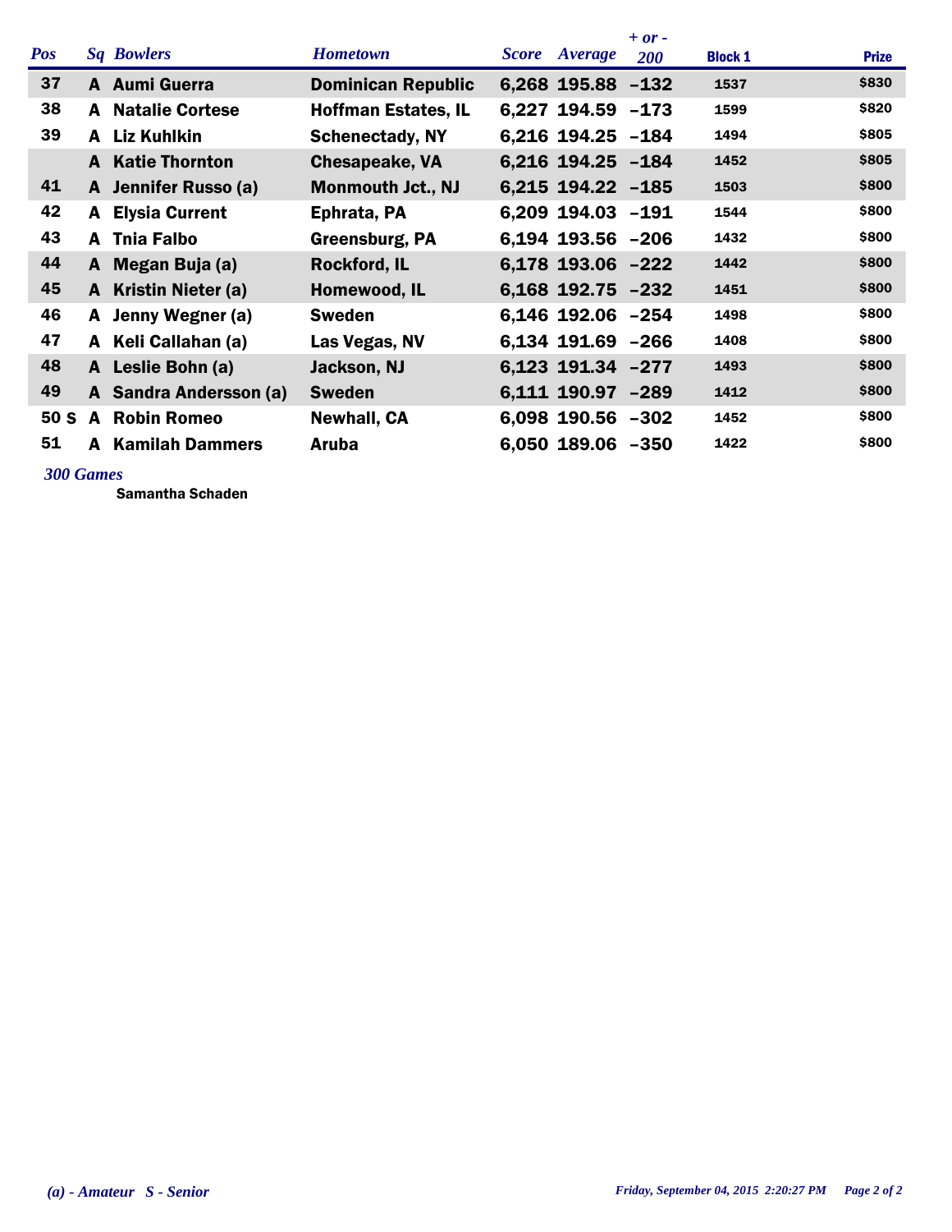| Pos | Sq | Bowlers | Hometown | Score | Average | + or - 200 | Block 1 | Prize |
|---|---|---|---|---|---|---|---|---|
| 37 | A | Aumi Guerra | Dominican Republic | 6,268 | 195.88 | -132 | 1537 | $830 |
| 38 | A | Natalie Cortese | Hoffman Estates, IL | 6,227 | 194.59 | -173 | 1599 | $820 |
| 39 | A | Liz Kuhlkin | Schenectady, NY | 6,216 | 194.25 | -184 | 1494 | $805 |
| | A | Katie Thornton | Chesapeake, VA | 6,216 | 194.25 | -184 | 1452 | $805 |
| 41 | A | Jennifer Russo (a) | Monmouth Jct., NJ | 6,215 | 194.22 | -185 | 1503 | $800 |
| 42 | A | Elysia Current | Ephrata, PA | 6,209 | 194.03 | -191 | 1544 | $800 |
| 43 | A | Tnia Falbo | Greensburg, PA | 6,194 | 193.56 | -206 | 1432 | $800 |
| 44 | A | Megan Buja (a) | Rockford, IL | 6,178 | 193.06 | -222 | 1442 | $800 |
| 45 | A | Kristin Nieter (a) | Homewood, IL | 6,168 | 192.75 | -232 | 1451 | $800 |
| 46 | A | Jenny Wegner (a) | Sweden | 6,146 | 192.06 | -254 | 1498 | $800 |
| 47 | A | Keli Callahan (a) | Las Vegas, NV | 6,134 | 191.69 | -266 | 1408 | $800 |
| 48 | A | Leslie Bohn (a) | Jackson, NJ | 6,123 | 191.34 | -277 | 1493 | $800 |
| 49 | A | Sandra Andersson (a) | Sweden | 6,111 | 190.97 | -289 | 1412 | $800 |
| 50 S | A | Robin Romeo | Newhall, CA | 6,098 | 190.56 | -302 | 1452 | $800 |
| 51 | A | Kamilah Dammers | Aruba | 6,050 | 189.06 | -350 | 1422 | $800 |

*300 Games*

Samantha Schaden

*(a) - Amateur S - Senior*

*Friday, September 04, 2015 2:20:27 PM*